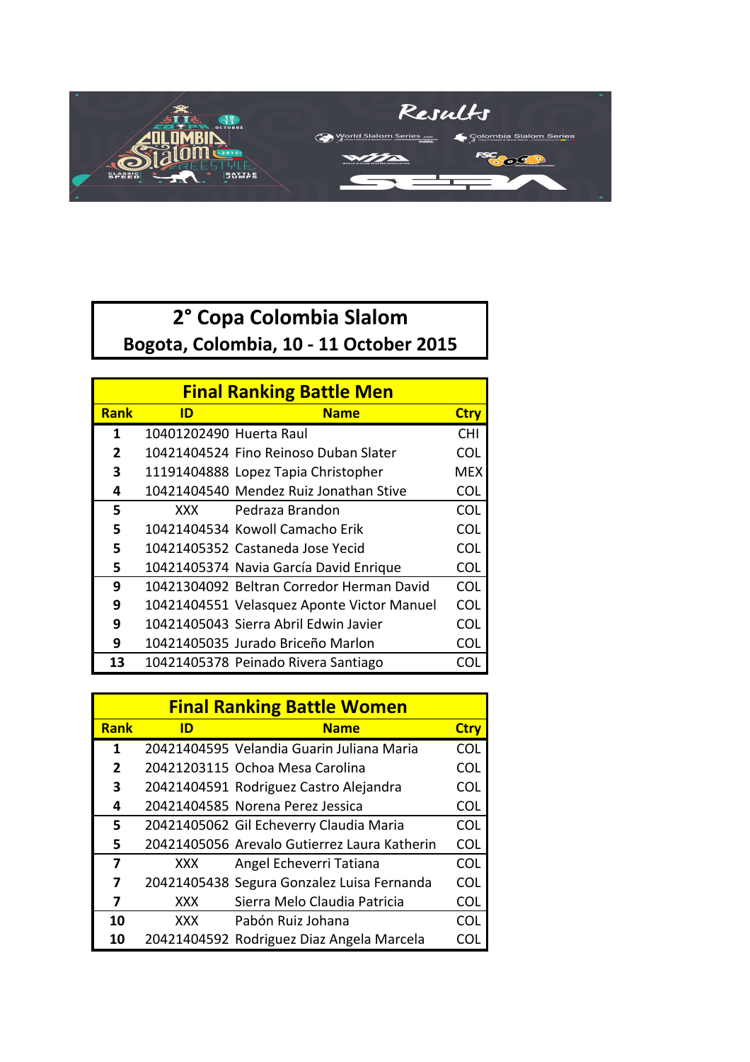# 2° Copa Colombia Slalom

## Bogota, Colombia, 10 - 11 October 2015

### Final Ranking Battle Men

| Rank | ID | Name | Ctry |
|---|---|---|---|
| 1 | 10401202490 | Huerta Raul | CHI |
| 2 | 10421404524 | Fino Reinoso Duban Slater | COL |
| 3 | 11191404888 | Lopez Tapia Christopher | MEX |
| 4 | 10421404540 | Mendez Ruiz Jonathan Stive | COL |
| 5 | XXX | Pedraza Brandon | COL |
| 5 | 10421404534 | Kowoll Camacho Erik | COL |
| 5 | 10421405352 | Castaneda Jose Yecid | COL |
| 5 | 10421405374 | Navia García David Enrique | COL |
| 9 | 10421304092 | Beltran Corredor Herman David | COL |
| 9 | 10421404551 | Velasquez Aponte Victor Manuel | COL |
| 9 | 10421405043 | Sierra Abril Edwin Javier | COL |
| 9 | 10421405035 | Jurado Briceño Marlon | COL |
| 13 | 10421405378 | Peinado Rivera Santiago | COL |

### Final Ranking Battle Women

| Rank | ID | Name | Ctry |
|---|---|---|---|
| 1 | 20421404595 | Velandia Guarin Juliana Maria | COL |
| 2 | 20421203115 | Ochoa Mesa Carolina | COL |
| 3 | 20421404591 | Rodriguez Castro Alejandra | COL |
| 4 | 20421404585 | Norena Perez Jessica | COL |
| 5 | 20421405062 | Gil Echeverry Claudia Maria | COL |
| 5 | 20421405056 | Arevalo Gutierrez Laura Katherin | COL |
| 7 | XXX | Angel Echeverri Tatiana | COL |
| 7 | 20421405438 | Segura Gonzalez Luisa Fernanda | COL |
| 7 | XXX | Sierra Melo Claudia Patricia | COL |
| 10 | XXX | Pabón Ruiz Johana | COL |
| 10 | 20421404592 | Rodriguez Diaz Angela Marcela | COL |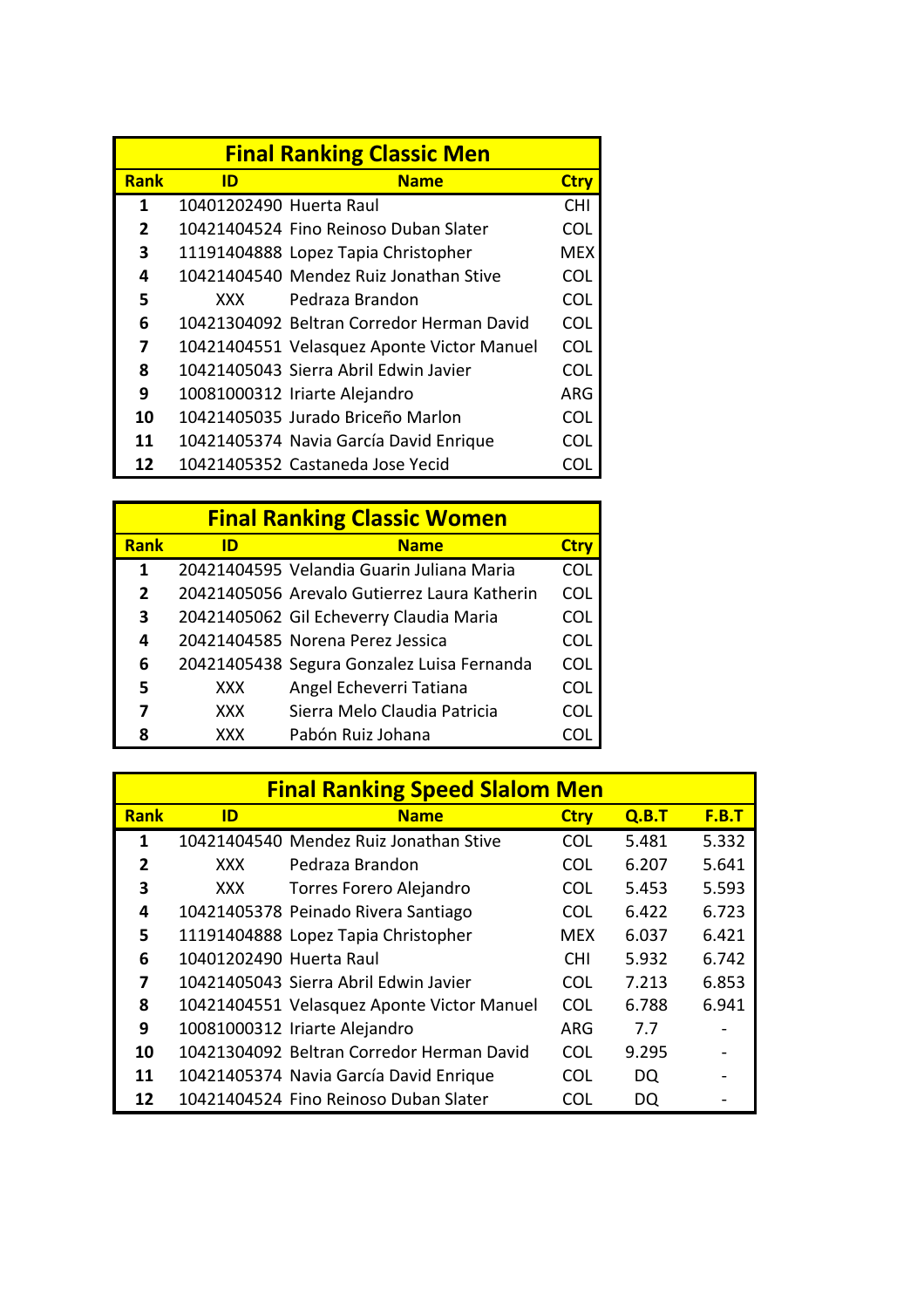## Final Ranking Classic Men

| Rank | ID | Name | Ctry |
|---|---|---|---|
| 1 | 10401202490 | Huerta Raul | CHI |
| 2 | 10421404524 | Fino Reinoso Duban Slater | COL |
| 3 | 11191404888 | Lopez Tapia Christopher | MEX |
| 4 | 10421404540 | Mendez Ruiz Jonathan Stive | COL |
| 5 | XXX | Pedraza Brandon | COL |
| 6 | 10421304092 | Beltran Corredor Herman David | COL |
| 7 | 10421404551 | Velasquez Aponte Victor Manuel | COL |
| 8 | 10421405043 | Sierra Abril Edwin Javier | COL |
| 9 | 10081000312 | Iriarte Alejandro | ARG |
| 10 | 10421405035 | Jurado Briceño Marlon | COL |
| 11 | 10421405374 | Navia García David Enrique | COL |
| 12 | 10421405352 | Castaneda Jose Yecid | COL |

## Final Ranking Classic Women

| Rank | ID | Name | Ctry |
|---|---|---|---|
| 1 | 20421404595 | Velandia Guarin Juliana Maria | COL |
| 2 | 20421405056 | Arevalo Gutierrez Laura Katherin | COL |
| 3 | 20421405062 | Gil Echeverry Claudia Maria | COL |
| 4 | 20421404585 | Norena Perez Jessica | COL |
| 6 | 20421405438 | Segura Gonzalez Luisa Fernanda | COL |
| 5 | XXX | Angel Echeverri Tatiana | COL |
| 7 | XXX | Sierra Melo Claudia Patricia | COL |
| 8 | XXX | Pabón Ruiz Johana | COL |

## Final Ranking Speed Slalom Men

| Rank | ID | Name | Ctry | Q.B.T | F.B.T |
|---|---|---|---|---|---|
| 1 | 10421404540 | Mendez Ruiz Jonathan Stive | COL | 5.481 | 5.332 |
| 2 | XXX | Pedraza Brandon | COL | 6.207 | 5.641 |
| 3 | XXX | Torres Forero Alejandro | COL | 5.453 | 5.593 |
| 4 | 10421405378 | Peinado Rivera Santiago | COL | 6.422 | 6.723 |
| 5 | 11191404888 | Lopez Tapia Christopher | MEX | 6.037 | 6.421 |
| 6 | 10401202490 | Huerta Raul | CHI | 5.932 | 6.742 |
| 7 | 10421405043 | Sierra Abril Edwin Javier | COL | 7.213 | 6.853 |
| 8 | 10421404551 | Velasquez Aponte Victor Manuel | COL | 6.788 | 6.941 |
| 9 | 10081000312 | Iriarte Alejandro | ARG | 7.7 | - |
| 10 | 10421304092 | Beltran Corredor Herman David | COL | 9.295 | - |
| 11 | 10421405374 | Navia García David Enrique | COL | DQ | - |
| 12 | 10421404524 | Fino Reinoso Duban Slater | COL | DQ | - |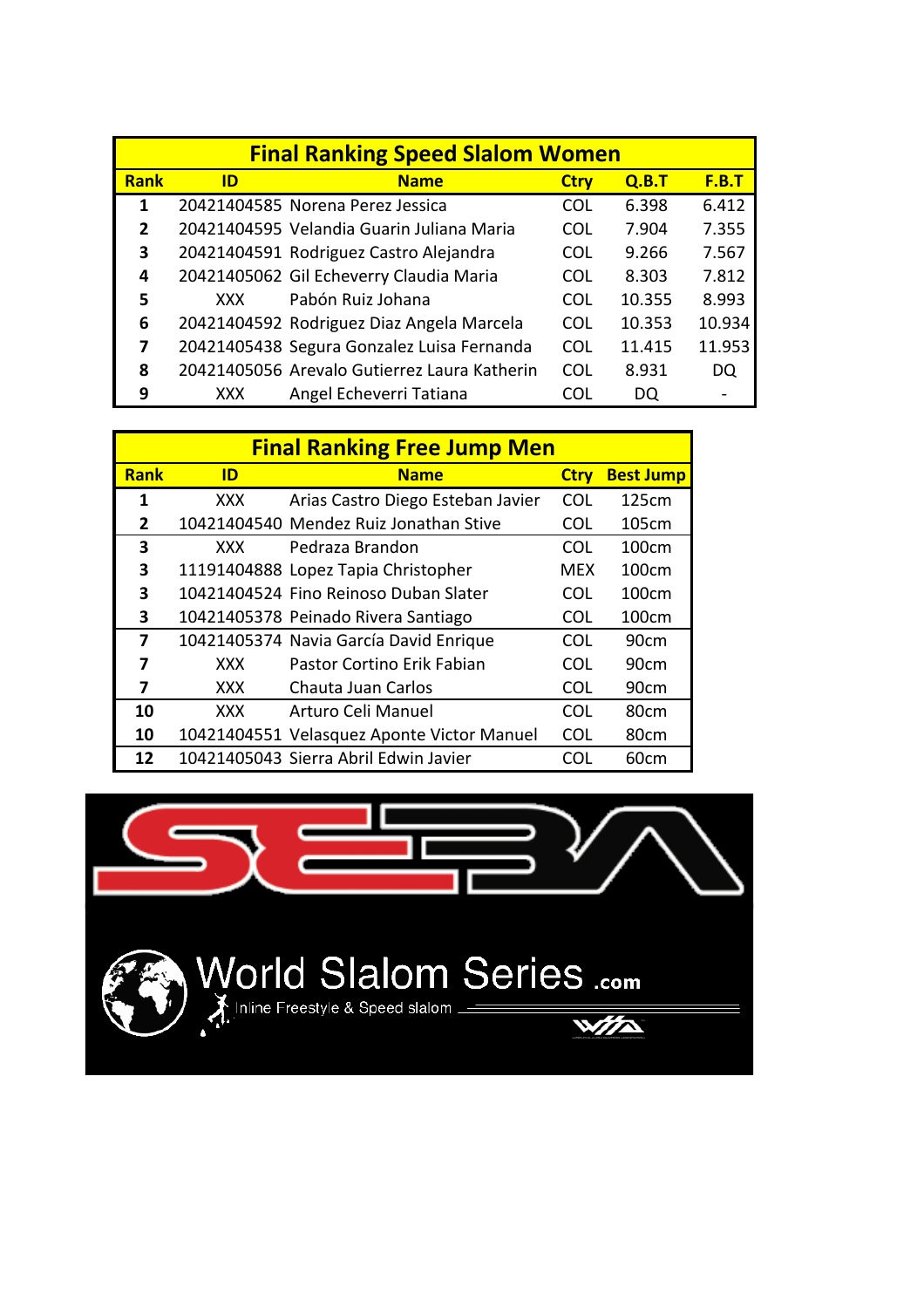## Final Ranking Speed Slalom Women

| Rank | ID | Name | Ctry | Q.B.T | F.B.T |
|---|---|---|---|---|---|
| 1 | 20421404585 | Norena Perez Jessica | COL | 6.398 | 6.412 |
| 2 | 20421404595 | Velandia Guarin Juliana Maria | COL | 7.904 | 7.355 |
| 3 | 20421404591 | Rodriguez Castro Alejandra | COL | 9.266 | 7.567 |
| 4 | 20421405062 | Gil Echeverry Claudia Maria | COL | 8.303 | 7.812 |
| 5 | XXX | Pabón Ruiz Johana | COL | 10.355 | 8.993 |
| 6 | 20421404592 | Rodriguez Diaz Angela Marcela | COL | 10.353 | 10.934 |
| 7 | 20421405438 | Segura Gonzalez Luisa Fernanda | COL | 11.415 | 11.953 |
| 8 | 20421405056 | Arevalo Gutierrez Laura Katherin | COL | 8.931 | DQ |
| 9 | XXX | Angel Echeverri Tatiana | COL | DQ | - |

## Final Ranking Free Jump Men

| Rank | ID | Name | Ctry | Best Jump |
|---|---|---|---|---|
| 1 | XXX | Arias Castro Diego Esteban Javier | COL | 125cm |
| 2 | 10421404540 | Mendez Ruiz Jonathan Stive | COL | 105cm |
| 3 | XXX | Pedraza Brandon | COL | 100cm |
| 3 | 11191404888 | Lopez Tapia Christopher | MEX | 100cm |
| 3 | 10421404524 | Fino Reinoso Duban Slater | COL | 100cm |
| 3 | 10421405378 | Peinado Rivera Santiago | COL | 100cm |
| 7 | 10421405374 | Navia García David Enrique | COL | 90cm |
| 7 | XXX | Pastor Cortino Erik Fabian | COL | 90cm |
| 7 | XXX | Chauta Juan Carlos | COL | 90cm |
| 10 | XXX | Arturo Celi Manuel | COL | 80cm |
| 10 | 10421404551 | Velasquez Aponte Victor Manuel | COL | 80cm |
| 12 | 10421405043 | Sierra Abril Edwin Javier | COL | 60cm |

SEBA

World Slalom Series .com

Inline Freestyle & Speed slalom